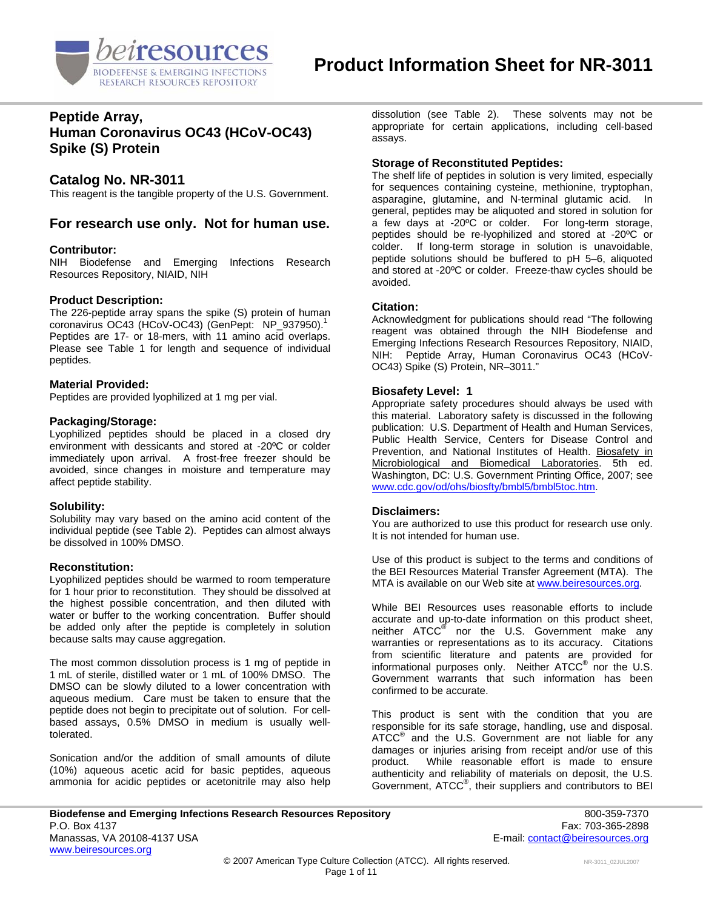# Product Information Sheet for NR-3011

## Peptide Array, Human Coronavirus OC43 (HCoV-OC43) Spike (S) Protein

## Catalog No. NR-3011

This reagent is the tangible property of the U.S. Government.

## For research use only. Not for human use.

### Contributor:

NIH Biodefense and Emerging Infections Research Resources Repository, NIAID, NIH

### Product Description:

The 226-peptide array spans the spike (S) protein of human coronavirus OC43 (HCoV-OC43) (GenPept: NP_937950).[1] Peptides are 17- or 18-mers, with 11 amino acid overlaps. Please see Table 1 for length and sequence of individual peptides.

### Material Provided:

Peptides are provided lyophilized at 1 mg per vial.

### Packaging/Storage:

Lyophilized peptides should be placed in a closed dry environment with dessicants and stored at -20ºC or colder immediately upon arrival. A frost-free freezer should be avoided, since changes in moisture and temperature may affect peptide stability.

### Solubility:

Solubility may vary based on the amino acid content of the individual peptide (see Table 2). Peptides can almost always be dissolved in 100% DMSO.

### Reconstitution:

Lyophilized peptides should be warmed to room temperature for 1 hour prior to reconstitution. They should be dissolved at the highest possible concentration, and then diluted with water or buffer to the working concentration. Buffer should be added only after the peptide is completely in solution because salts may cause aggregation.

The most common dissolution process is 1 mg of peptide in 1 mL of sterile, distilled water or 1 mL of 100% DMSO. The DMSO can be slowly diluted to a lower concentration with aqueous medium. Care must be taken to ensure that the peptide does not begin to precipitate out of solution. For cell-based assays, 0.5% DMSO in medium is usually well-tolerated.

Sonication and/or the addition of small amounts of dilute (10%) aqueous acetic acid for basic peptides, aqueous ammonia for acidic peptides or acetonitrile may also help dissolution (see Table 2). These solvents may not be appropriate for certain applications, including cell-based assays.

### Storage of Reconstituted Peptides:

The shelf life of peptides in solution is very limited, especially for sequences containing cysteine, methionine, tryptophan, asparagine, glutamine, and N-terminal glutamic acid. In general, peptides may be aliquoted and stored in solution for a few days at -20ºC or colder. For long-term storage, peptides should be re-lyophilized and stored at -20ºC or colder. If long-term storage in solution is unavoidable, peptide solutions should be buffered to pH 5–6, aliquoted and stored at -20ºC or colder. Freeze-thaw cycles should be avoided.

### Citation:

Acknowledgment for publications should read "The following reagent was obtained through the NIH Biodefense and Emerging Infections Research Resources Repository, NIAID, NIH: Peptide Array, Human Coronavirus OC43 (HCoV-OC43) Spike (S) Protein, NR–3011."

### Biosafety Level: 1

Appropriate safety procedures should always be used with this material. Laboratory safety is discussed in the following publication: U.S. Department of Health and Human Services, Public Health Service, Centers for Disease Control and Prevention, and National Institutes of Health. Biosafety in Microbiological and Biomedical Laboratories. 5th ed. Washington, DC: U.S. Government Printing Office, 2007; see www.cdc.gov/od/ohs/biosfty/bmbl5/bmbl5toc.htm.

### Disclaimers:

You are authorized to use this product for research use only. It is not intended for human use.

Use of this product is subject to the terms and conditions of the BEI Resources Material Transfer Agreement (MTA). The MTA is available on our Web site at www.beiresources.org.

While BEI Resources uses reasonable efforts to include accurate and up-to-date information on this product sheet, neither ATCC® nor the U.S. Government make any warranties or representations as to its accuracy. Citations from scientific literature and patents are provided for informational purposes only. Neither ATCC® nor the U.S. Government warrants that such information has been confirmed to be accurate.

This product is sent with the condition that you are responsible for its safe storage, handling, use and disposal. ATCC® and the U.S. Government are not liable for any damages or injuries arising from receipt and/or use of this product. While reasonable effort is made to ensure authenticity and reliability of materials on deposit, the U.S. Government, ATCC®, their suppliers and contributors to BEI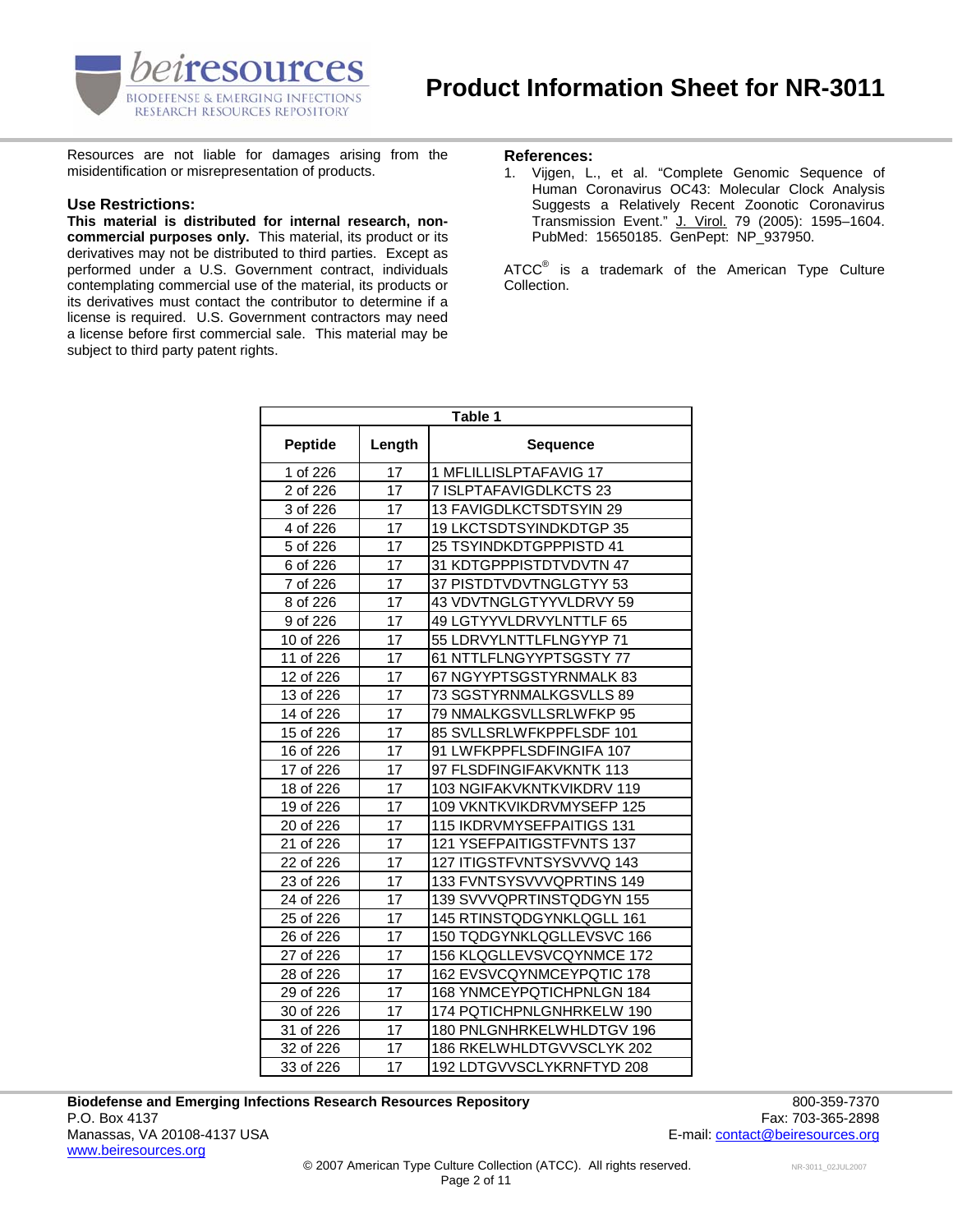Resources are not liable for damages arising from the misidentification or misrepresentation of products.

### Use Restrictions:

**This material is distributed for internal research, non-commercial purposes only.** This material, its product or its derivatives may not be distributed to third parties. Except as performed under a U.S. Government contract, individuals contemplating commercial use of the material, its products or its derivatives must contact the contributor to determine if a license is required. U.S. Government contractors may need a license before first commercial sale. This material may be subject to third party patent rights.

### References:

1. Vijgen, L., et al. "Complete Genomic Sequence of Human Coronavirus OC43: Molecular Clock Analysis Suggests a Relatively Recent Zoonotic Coronavirus Transmission Event." J. Virol. 79 (2005): 1595–1604. PubMed: 15650185. GenPept: NP_937950.

ATCC® is a trademark of the American Type Culture Collection.

**Table 1**

| Peptide | Length | Sequence |
|---|---|---|
| 1 of 226 | 17 | 1 MFLILLISLPTAFAVIG 17 |
| 2 of 226 | 17 | 7 ISLPTAFAVIGDLKCTS 23 |
| 3 of 226 | 17 | 13 FAVIGDLKCTSDTSYIN 29 |
| 4 of 226 | 17 | 19 LKCTSDTSYINDKDTGP 35 |
| 5 of 226 | 17 | 25 TSYINDKDTGPPPISTD 41 |
| 6 of 226 | 17 | 31 KDTGPPPISTDTVDVTN 47 |
| 7 of 226 | 17 | 37 PISTDTVDVTNGLGTYY 53 |
| 8 of 226 | 17 | 43 VDVTNGLGTYYVLDRVY 59 |
| 9 of 226 | 17 | 49 LGTYYVLDRVYLNTTLF 65 |
| 10 of 226 | 17 | 55 LDRVYLNTTLFLNGYYP 71 |
| 11 of 226 | 17 | 61 NTTLFLNGYYPTSGSTY 77 |
| 12 of 226 | 17 | 67 NGYYPTSGSTYRNMALK 83 |
| 13 of 226 | 17 | 73 SGSTYRNMALKGSVLLS 89 |
| 14 of 226 | 17 | 79 NMALKGSVLLSRLWFKP 95 |
| 15 of 226 | 17 | 85 SVLLSRLWFKPPFLSDF 101 |
| 16 of 226 | 17 | 91 LWFKPPFLSDFINGIFA 107 |
| 17 of 226 | 17 | 97 FLSDFINGIFAKVKNTK 113 |
| 18 of 226 | 17 | 103 NGIFAKVKNTKVIKDRV 119 |
| 19 of 226 | 17 | 109 VKNTKVIKDRVMYSEFP 125 |
| 20 of 226 | 17 | 115 IKDRVMYSEFPAITIGS 131 |
| 21 of 226 | 17 | 121 YSEFPAITIGSTFVNTS 137 |
| 22 of 226 | 17 | 127 ITIGSTFVNTSYSVVVQ 143 |
| 23 of 226 | 17 | 133 FVNTSYSVVVQPRTINS 149 |
| 24 of 226 | 17 | 139 SVVVQPRTINSTQDGYN 155 |
| 25 of 226 | 17 | 145 RTINSTQDGYNKLQGLL 161 |
| 26 of 226 | 17 | 150 TQDGYNKLQGLLEVSVC 166 |
| 27 of 226 | 17 | 156 KLQGLLEVSVCQYNMCE 172 |
| 28 of 226 | 17 | 162 EVSVCQYNMCEYPQTIC 178 |
| 29 of 226 | 17 | 168 YNMCEYPQTICHPNLGN 184 |
| 30 of 226 | 17 | 174 PQTICHPNLGNHRKELW 190 |
| 31 of 226 | 17 | 180 PNLGNHRKELWHLDTGV 196 |
| 32 of 226 | 17 | 186 RKELWHLDTGVVSCLYK 202 |
| 33 of 226 | 17 | 192 LDTGVVSCLYKRNFTYD 208 |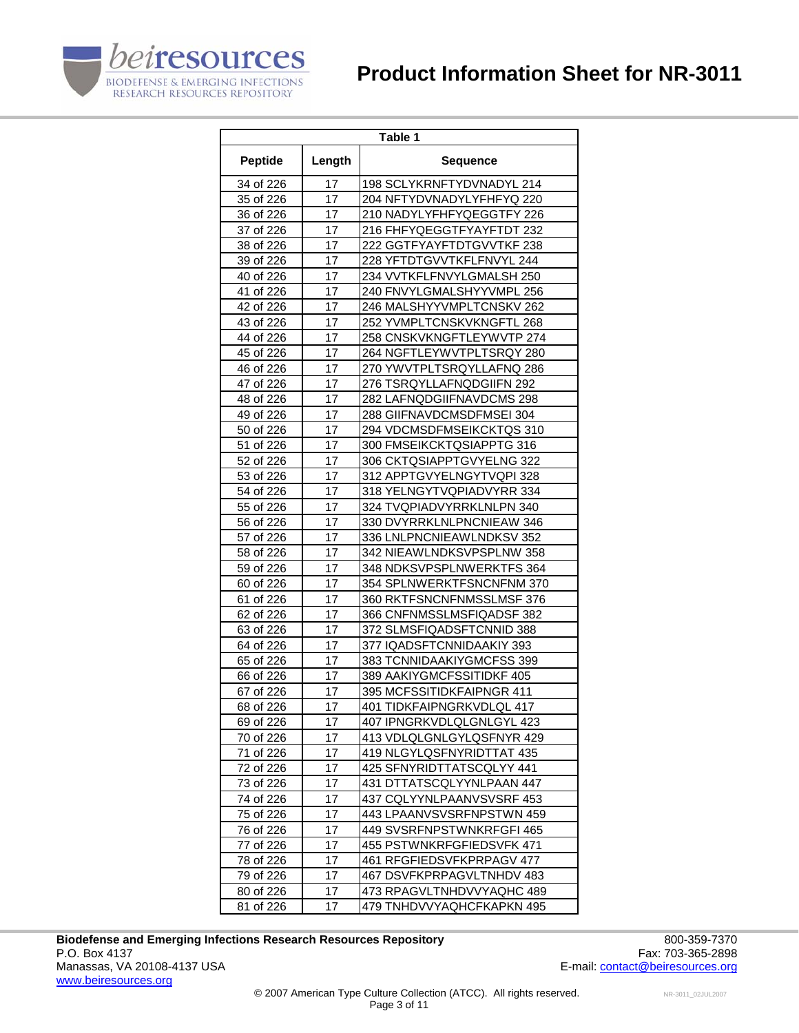| Table 1 | | |
|---|---|---|
| **Peptide** | **Length** | **Sequence** |
| 34 of 226 | 17 | 198 SCLYKRNFTYDVNADYL 214 |
| 35 of 226 | 17 | 204 NFTYDVNADYLYFHFYQ 220 |
| 36 of 226 | 17 | 210 NADYLYFHFYQEGGTFY 226 |
| 37 of 226 | 17 | 216 FHFYQEGGTFYAYFTDT 232 |
| 38 of 226 | 17 | 222 GGTFYAYFTDTGVVTKF 238 |
| 39 of 226 | 17 | 228 YFTDTGVVTKFLFNVYL 244 |
| 40 of 226 | 17 | 234 VVTKFLFNVYLGMALSH 250 |
| 41 of 226 | 17 | 240 FNVYLGMALSHYYVMPL 256 |
| 42 of 226 | 17 | 246 MALSHYYVMPLTCNSKV 262 |
| 43 of 226 | 17 | 252 YVMPLTCNSKVKNGFTL 268 |
| 44 of 226 | 17 | 258 CNSKVKNGFTLEYWVTP 274 |
| 45 of 226 | 17 | 264 NGFTLEYWVTPLTSRQY 280 |
| 46 of 226 | 17 | 270 YWVTPLTSRQYLLAFNQ 286 |
| 47 of 226 | 17 | 276 TSRQYLLAFNQDGIIFN 292 |
| 48 of 226 | 17 | 282 LAFNQDGIIFNAVDCMS 298 |
| 49 of 226 | 17 | 288 GIIFNAVDCMSDFMSEI 304 |
| 50 of 226 | 17 | 294 VDCMSDFMSEIKCKTQS 310 |
| 51 of 226 | 17 | 300 FMSEIKCKTQSIAPPTG 316 |
| 52 of 226 | 17 | 306 CKTQSIAPPTGVYELNG 322 |
| 53 of 226 | 17 | 312 APPTGVYELNGYTVQPI 328 |
| 54 of 226 | 17 | 318 YELNGYTVQPIADVYRR 334 |
| 55 of 226 | 17 | 324 TVQPIADVYRRKLNLPN 340 |
| 56 of 226 | 17 | 330 DVYRRKLNLPNCNIEAW 346 |
| 57 of 226 | 17 | 336 LNLPNCNIEAWLNDKSV 352 |
| 58 of 226 | 17 | 342 NIEAWLNDKSVPSPLNW 358 |
| 59 of 226 | 17 | 348 NDKSVPSPLNWERKTFS 364 |
| 60 of 226 | 17 | 354 SPLNWERKTFSNCNFNM 370 |
| 61 of 226 | 17 | 360 RKTFSNCNFNMSSLMSF 376 |
| 62 of 226 | 17 | 366 CNFNMSSLMSFIQADSF 382 |
| 63 of 226 | 17 | 372 SLMSFIQADSFTCNNID 388 |
| 64 of 226 | 17 | 377 IQADSFTCNNIDAAKIY 393 |
| 65 of 226 | 17 | 383 TCNNIDAAKIYGMCFSS 399 |
| 66 of 226 | 17 | 389 AAKIYGMCFSSITIDKF 405 |
| 67 of 226 | 17 | 395 MCFSSITIDKFAIPNGR 411 |
| 68 of 226 | 17 | 401 TIDKFAIPNGRKVDLQL 417 |
| 69 of 226 | 17 | 407 IPNGRKVDLQLGNLGYL 423 |
| 70 of 226 | 17 | 413 VDLQLGNLGYLQSFNYR 429 |
| 71 of 226 | 17 | 419 NLGYLQSFNYRIDTTAT 435 |
| 72 of 226 | 17 | 425 SFNYRIDTTATSCQLYY 441 |
| 73 of 226 | 17 | 431 DTTATSCQLYYNLPAAN 447 |
| 74 of 226 | 17 | 437 CQLYYNLPAANVSVSRF 453 |
| 75 of 226 | 17 | 443 LPAANVSVSRFNPSTWN 459 |
| 76 of 226 | 17 | 449 SVSRFNPSTWNKRFGFI 465 |
| 77 of 226 | 17 | 455 PSTWNKRFGFIEDSVFK 471 |
| 78 of 226 | 17 | 461 RFGFIEDSVFKPRPAGV 477 |
| 79 of 226 | 17 | 467 DSVFKPRPAGVLTNHDV 483 |
| 80 of 226 | 17 | 473 RPAGVLTNHDVVYAQHC 489 |
| 81 of 226 | 17 | 479 TNHDVVYAQHCFKAPKN 495 |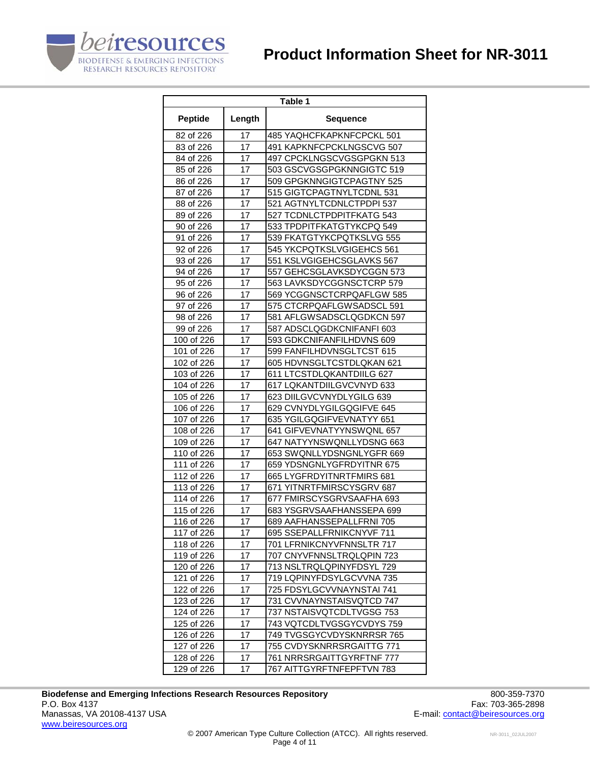| Table 1 | | |
|---|---|---|
| **Peptide** | **Length** | **Sequence** |
| 82 of 226 | 17 | 485 YAQHCFKAPKNFCPCKL 501 |
| 83 of 226 | 17 | 491 KAPKNFCPCKLNGSCVG 507 |
| 84 of 226 | 17 | 497 CPCKLNGSCVGSGPGKN 513 |
| 85 of 226 | 17 | 503 GSCVGSGPGKNNGIGTC 519 |
| 86 of 226 | 17 | 509 GPGKNNGIGTCPAGTNY 525 |
| 87 of 226 | 17 | 515 GIGTCPAGTNYLTCDNL 531 |
| 88 of 226 | 17 | 521 AGTNYLTCDNLCTPDPI 537 |
| 89 of 226 | 17 | 527 TCDNLCTPDPITFKATG 543 |
| 90 of 226 | 17 | 533 TPDPITFKATGTYKCPQ 549 |
| 91 of 226 | 17 | 539 FKATGTYKCPQTKSLVG 555 |
| 92 of 226 | 17 | 545 YKCPQTKSLVGIGEHCS 561 |
| 93 of 226 | 17 | 551 KSLVGIGEHCSGLAVKS 567 |
| 94 of 226 | 17 | 557 GEHCSGLAVKSDYCGGN 573 |
| 95 of 226 | 17 | 563 LAVKSDYCGGNSCTCRP 579 |
| 96 of 226 | 17 | 569 YCGGNSCTCRPQAFLGW 585 |
| 97 of 226 | 17 | 575 CTCRPQAFLGWSADSCL 591 |
| 98 of 226 | 17 | 581 AFLGWSADSCLQGDKCN 597 |
| 99 of 226 | 17 | 587 ADSCLQGDKCNIFANFI 603 |
| 100 of 226 | 17 | 593 GDKCNIFANFILHDVNS 609 |
| 101 of 226 | 17 | 599 FANFILHDVNSGLTCST 615 |
| 102 of 226 | 17 | 605 HDVNSGLTCSTDLQKAN 621 |
| 103 of 226 | 17 | 611 LTCSTDLQKANTDIILG 627 |
| 104 of 226 | 17 | 617 LQKANTDIILGVCVNYD 633 |
| 105 of 226 | 17 | 623 DIILGVCVNYDLYGILG 639 |
| 106 of 226 | 17 | 629 CVNYDLYGILGQGIFVE 645 |
| 107 of 226 | 17 | 635 YGILGQGIFVEVNATYY 651 |
| 108 of 226 | 17 | 641 GIFVEVNATYYNSWQNL 657 |
| 109 of 226 | 17 | 647 NATYYNSWQNLLYDSNG 663 |
| 110 of 226 | 17 | 653 SWQNLLYDSNGNLYGFR 669 |
| 111 of 226 | 17 | 659 YDSNGNLYGFRDYITNR 675 |
| 112 of 226 | 17 | 665 LYGFRDYITNRTFMIRS 681 |
| 113 of 226 | 17 | 671 YITNRTFMIRSCYSGRV 687 |
| 114 of 226 | 17 | 677 FMIRSCYSGRVSAAFHA 693 |
| 115 of 226 | 17 | 683 YSGRVSAAFHANSSEPA 699 |
| 116 of 226 | 17 | 689 AAFHANSSEPALLFRNI 705 |
| 117 of 226 | 17 | 695 SSEPALLFRNIKCNYVF 711 |
| 118 of 226 | 17 | 701 LFRNIKCNYVFNNSLTR 717 |
| 119 of 226 | 17 | 707 CNYVFNNSLTRQLQPIN 723 |
| 120 of 226 | 17 | 713 NSLTRQLQPINYFDSYL 729 |
| 121 of 226 | 17 | 719 LQPINYFDSYLGCVVNA 735 |
| 122 of 226 | 17 | 725 FDSYLGCVVNAYNSTAI 741 |
| 123 of 226 | 17 | 731 CVVNAYNSTAISVQTCD 747 |
| 124 of 226 | 17 | 737 NSTAISVQTCDLTVGSG 753 |
| 125 of 226 | 17 | 743 VQTCDLTVGSGYCVDYS 759 |
| 126 of 226 | 17 | 749 TVGSGYCVDYSKNRRSR 765 |
| 127 of 226 | 17 | 755 CVDYSKNRRSRGAITTG 771 |
| 128 of 226 | 17 | 761 NRRSRGAITTGYRFTNF 777 |
| 129 of 226 | 17 | 767 AITTGYRFTNFEPFTVN 783 |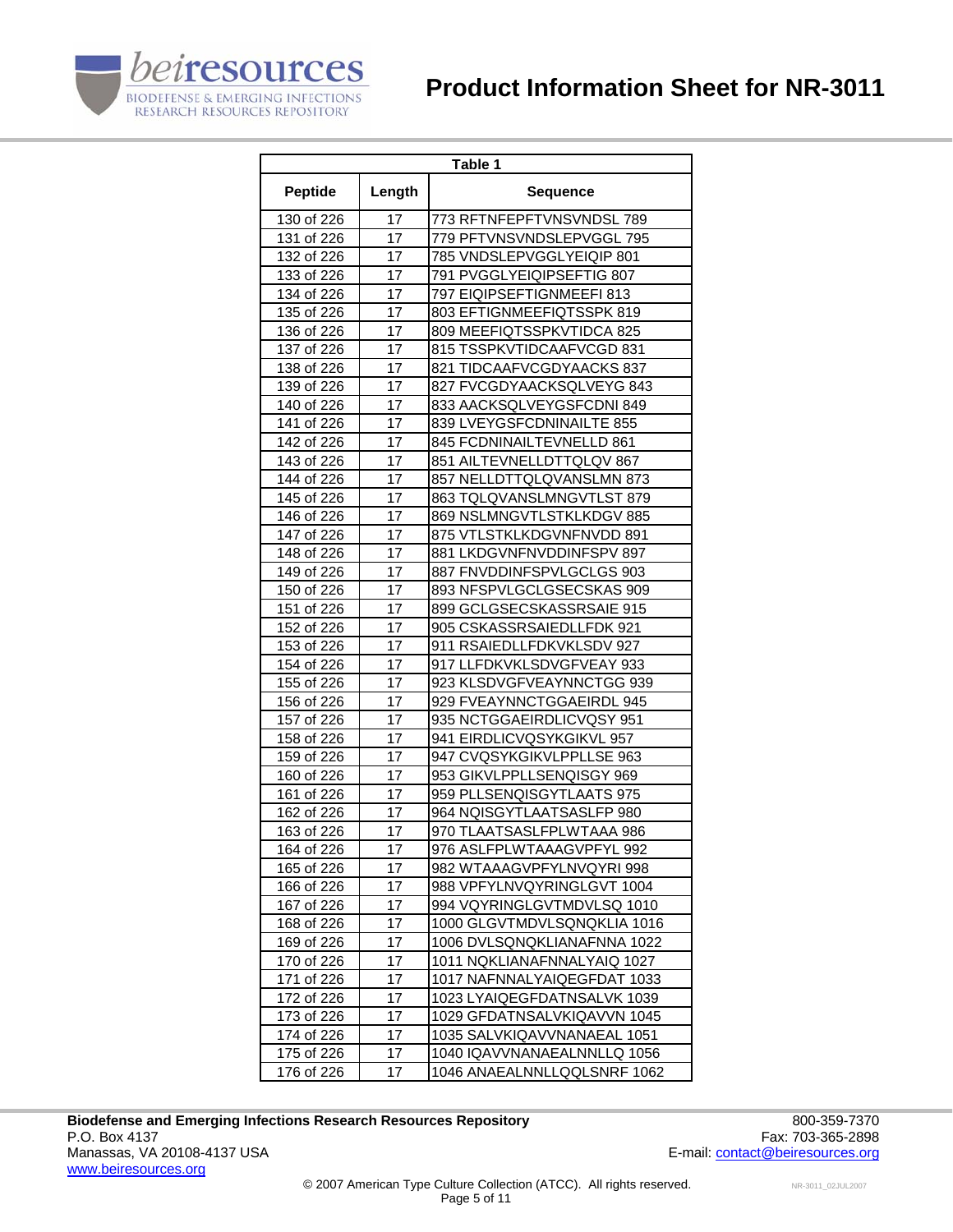| Table 1 | | |
|---|---|---|
| **Peptide** | **Length** | **Sequence** |
| 130 of 226 | 17 | 773 RFTNFEPFTVNSVNDSL 789 |
| 131 of 226 | 17 | 779 PFTVNSVNDSLEPVGGL 795 |
| 132 of 226 | 17 | 785 VNDSLEPVGGLYEIQIP 801 |
| 133 of 226 | 17 | 791 PVGGLYEIQIPSEFTIG 807 |
| 134 of 226 | 17 | 797 EIQIPSEFTIGNMEEFI 813 |
| 135 of 226 | 17 | 803 EFTIGNMEEFIQTSSPK 819 |
| 136 of 226 | 17 | 809 MEEFIQTSSPKVTIDCA 825 |
| 137 of 226 | 17 | 815 TSSPKVTIDCAAFVCGD 831 |
| 138 of 226 | 17 | 821 TIDCAAFVCGDYAACKS 837 |
| 139 of 226 | 17 | 827 FVCGDYAACKSQLVEYG 843 |
| 140 of 226 | 17 | 833 AACKSQLVEYGSFCDNI 849 |
| 141 of 226 | 17 | 839 LVEYGSFCDNINAILTE 855 |
| 142 of 226 | 17 | 845 FCDNINAILTEVNELLD 861 |
| 143 of 226 | 17 | 851 AILTEVNELLDTTQLQV 867 |
| 144 of 226 | 17 | 857 NELLDTTQLQVANSLMN 873 |
| 145 of 226 | 17 | 863 TQLQVANSLMNGVTLST 879 |
| 146 of 226 | 17 | 869 NSLMNGVTLSTKLKDGV 885 |
| 147 of 226 | 17 | 875 VTLSTKLKDGVNFNVDD 891 |
| 148 of 226 | 17 | 881 LKDGVNFNVDDINFSPV 897 |
| 149 of 226 | 17 | 887 FNVDDINFSPVLGCLGS 903 |
| 150 of 226 | 17 | 893 NFSPVLGCLGSECSKAS 909 |
| 151 of 226 | 17 | 899 GCLGSECSKASSRSAIE 915 |
| 152 of 226 | 17 | 905 CSKASSRSAIEDLLFDK 921 |
| 153 of 226 | 17 | 911 RSAIEDLLFDKVKLSDV 927 |
| 154 of 226 | 17 | 917 LLFDKVKLSDVGFVEAY 933 |
| 155 of 226 | 17 | 923 KLSDVGFVEAYNNCTGG 939 |
| 156 of 226 | 17 | 929 FVEAYNNCTGGAEIRDL 945 |
| 157 of 226 | 17 | 935 NCTGGAEIRDLICVQSY 951 |
| 158 of 226 | 17 | 941 EIRDLICVQSYKGIKVL 957 |
| 159 of 226 | 17 | 947 CVQSYKGIKVLPPLLSE 963 |
| 160 of 226 | 17 | 953 GIKVLPPLLSENQISGY 969 |
| 161 of 226 | 17 | 959 PLLSENQISGYTLAATS 975 |
| 162 of 226 | 17 | 964 NQISGYTLAATSASLFP 980 |
| 163 of 226 | 17 | 970 TLAATSASLFPLWTAAA 986 |
| 164 of 226 | 17 | 976 ASLFPLWTAAAGVPFYL 992 |
| 165 of 226 | 17 | 982 WTAAAGVPFYLNVQYRI 998 |
| 166 of 226 | 17 | 988 VPFYLNVQYRINGLGVT 1004 |
| 167 of 226 | 17 | 994 VQYRINGLGVTMDVLSQ 1010 |
| 168 of 226 | 17 | 1000 GLGVTMDVLSQNQKLIA 1016 |
| 169 of 226 | 17 | 1006 DVLSQNQKLIANAFNNA 1022 |
| 170 of 226 | 17 | 1011 NQKLIANAFNNALYAIQ 1027 |
| 171 of 226 | 17 | 1017 NAFNNALYAIQEGFDAT 1033 |
| 172 of 226 | 17 | 1023 LYAIQEGFDATNSALVK 1039 |
| 173 of 226 | 17 | 1029 GFDATNSALVKIQAVVN 1045 |
| 174 of 226 | 17 | 1035 SALVKIQAVVNANAEAL 1051 |
| 175 of 226 | 17 | 1040 IQAVVNANAEALNNLLQ 1056 |
| 176 of 226 | 17 | 1046 ANAEALNNLLQQLSNRF 1062 |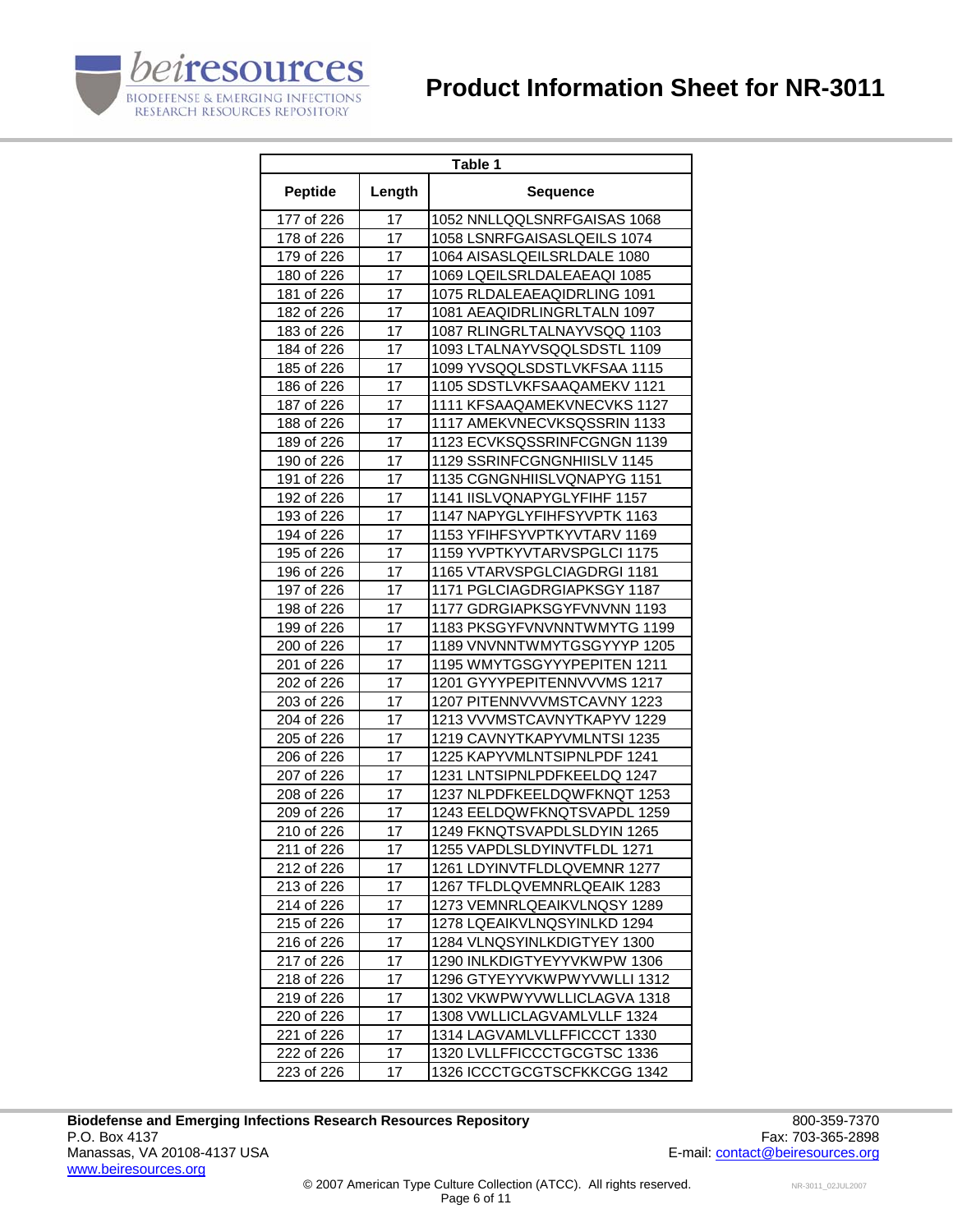| Table 1 | | |
|---|---|---|
| **Peptide** | **Length** | **Sequence** |
| 177 of 226 | 17 | 1052 NNLLQQLSNRFGAISAS 1068 |
| 178 of 226 | 17 | 1058 LSNRFGAISASLQEILS 1074 |
| 179 of 226 | 17 | 1064 AISASLQEILSRLDALE 1080 |
| 180 of 226 | 17 | 1069 LQEILSRLDALEAEAQI 1085 |
| 181 of 226 | 17 | 1075 RLDALEAEAQIDRLING 1091 |
| 182 of 226 | 17 | 1081 AEAQIDRLINGRLTALN 1097 |
| 183 of 226 | 17 | 1087 RLINGRLTALNAYVSQQ 1103 |
| 184 of 226 | 17 | 1093 LTALNAYVSQQLSDSTL 1109 |
| 185 of 226 | 17 | 1099 YVSQQLSDSTLVKFSAA 1115 |
| 186 of 226 | 17 | 1105 SDSTLVKFSAAQAMEKV 1121 |
| 187 of 226 | 17 | 1111 KFSAAQAMEKVNECVKS 1127 |
| 188 of 226 | 17 | 1117 AMEKVNECVKSQSSRIN 1133 |
| 189 of 226 | 17 | 1123 ECVKSQSSRINFCGNGN 1139 |
| 190 of 226 | 17 | 1129 SSRINFCGNGNHIISLV 1145 |
| 191 of 226 | 17 | 1135 CGNGNHIISLVQNAPYG 1151 |
| 192 of 226 | 17 | 1141 IISLVQNAPYGLYFIHF 1157 |
| 193 of 226 | 17 | 1147 NAPYGLYFIHFSYVPTK 1163 |
| 194 of 226 | 17 | 1153 YFIHFSYVPTKYVTARV 1169 |
| 195 of 226 | 17 | 1159 YVPTKYVTARVSPGLCI 1175 |
| 196 of 226 | 17 | 1165 VTARVSPGLCIAGDRGI 1181 |
| 197 of 226 | 17 | 1171 PGLCIAGDRGIAPKSGY 1187 |
| 198 of 226 | 17 | 1177 GDRGIAPKSGYFVNVNN 1193 |
| 199 of 226 | 17 | 1183 PKSGYFVNVNNTWMYTG 1199 |
| 200 of 226 | 17 | 1189 VNVNNTWMYTGSGYYYP 1205 |
| 201 of 226 | 17 | 1195 WMYTGSGYYYPEPITEN 1211 |
| 202 of 226 | 17 | 1201 GYYYPEPITENNVVVMS 1217 |
| 203 of 226 | 17 | 1207 PITENNVVVMSTCAVNY 1223 |
| 204 of 226 | 17 | 1213 VVVMSTCAVNYTKAPYV 1229 |
| 205 of 226 | 17 | 1219 CAVNYTKAPYVMLNTSI 1235 |
| 206 of 226 | 17 | 1225 KAPYVMLNTSIPNLPDF 1241 |
| 207 of 226 | 17 | 1231 LNTSIPNLPDFKEELDQ 1247 |
| 208 of 226 | 17 | 1237 NLPDFKEELDQWFKNQT 1253 |
| 209 of 226 | 17 | 1243 EELDQWFKNQTSVAPDL 1259 |
| 210 of 226 | 17 | 1249 FKNQTSVAPDLSLDYIN 1265 |
| 211 of 226 | 17 | 1255 VAPDLSLDYINVTFLDL 1271 |
| 212 of 226 | 17 | 1261 LDYINVTFLDLQVEMNR 1277 |
| 213 of 226 | 17 | 1267 TFLDLQVEMNRLQEAIK 1283 |
| 214 of 226 | 17 | 1273 VEMNRLQEAIKVLNQSY 1289 |
| 215 of 226 | 17 | 1278 LQEAIKVLNQSYINLKD 1294 |
| 216 of 226 | 17 | 1284 VLNQSYINLKDIGTYEY 1300 |
| 217 of 226 | 17 | 1290 INLKDIGTYEYYVKWPW 1306 |
| 218 of 226 | 17 | 1296 GTYEYYVKWPWYVWLLI 1312 |
| 219 of 226 | 17 | 1302 VKWPWYVWLLICLAGVA 1318 |
| 220 of 226 | 17 | 1308 VWLLICLAGVAMLVLLF 1324 |
| 221 of 226 | 17 | 1314 LAGVAMLVLLFFICCCT 1330 |
| 222 of 226 | 17 | 1320 LVLLFFICCCTGCGTSC 1336 |
| 223 of 226 | 17 | 1326 ICCCTGCGTSCFKKCGG 1342 |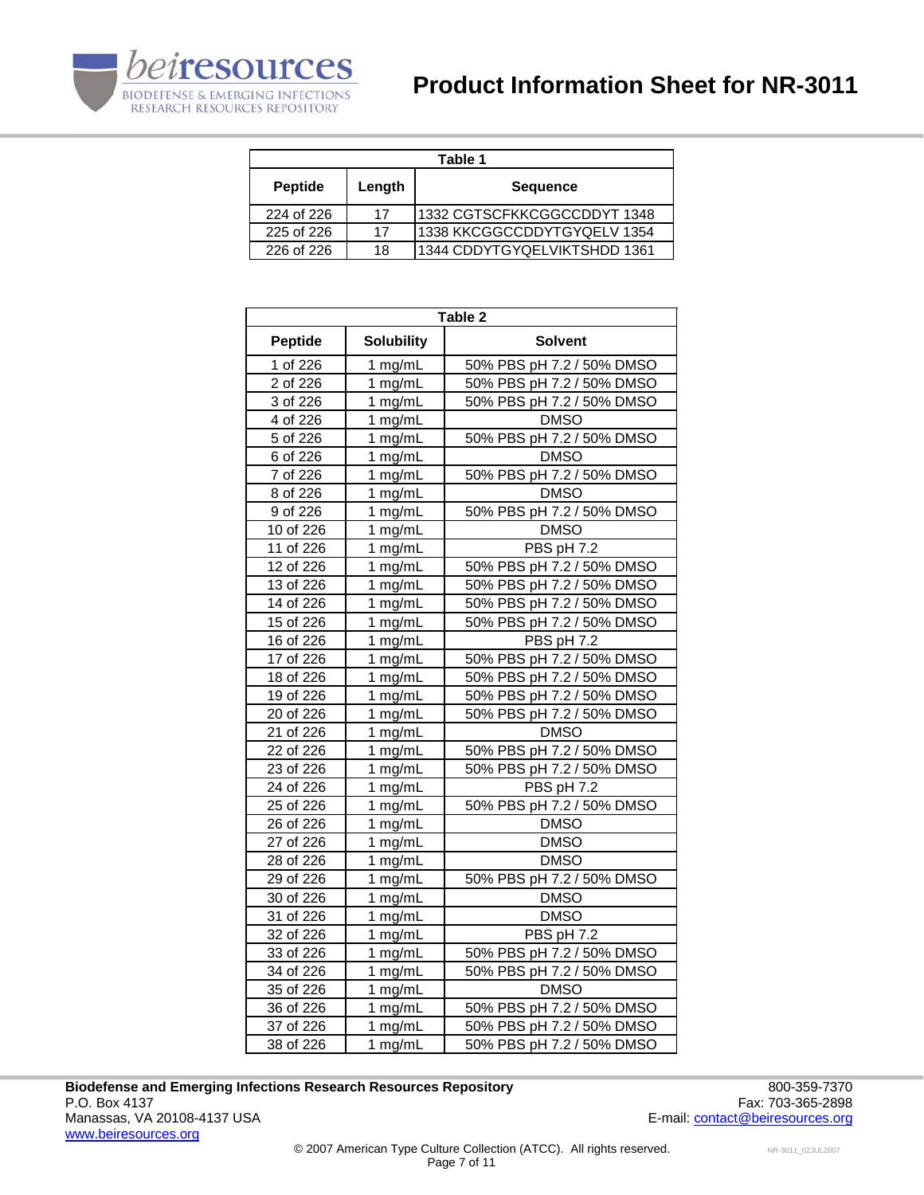# Product Information Sheet for NR-3011

| Table 1 | | |
|---|---|---|
| **Peptide** | **Length** | **Sequence** |
| 224 of 226 | 17 | 1332 CGTSCFKKCGGCCDDYT 1348 |
| 225 of 226 | 17 | 1338 KKCGGCCDDYTGYQELV 1354 |
| 226 of 226 | 18 | 1344 CDDYTGYQELVIKTSHDD 1361 |

| Table 2 | | |
|---|---|---|
| **Peptide** | **Solubility** | **Solvent** |
| 1 of 226 | 1 mg/mL | 50% PBS pH 7.2 / 50% DMSO |
| 2 of 226 | 1 mg/mL | 50% PBS pH 7.2 / 50% DMSO |
| 3 of 226 | 1 mg/mL | 50% PBS pH 7.2 / 50% DMSO |
| 4 of 226 | 1 mg/mL | DMSO |
| 5 of 226 | 1 mg/mL | 50% PBS pH 7.2 / 50% DMSO |
| 6 of 226 | 1 mg/mL | DMSO |
| 7 of 226 | 1 mg/mL | 50% PBS pH 7.2 / 50% DMSO |
| 8 of 226 | 1 mg/mL | DMSO |
| 9 of 226 | 1 mg/mL | 50% PBS pH 7.2 / 50% DMSO |
| 10 of 226 | 1 mg/mL | DMSO |
| 11 of 226 | 1 mg/mL | PBS pH 7.2 |
| 12 of 226 | 1 mg/mL | 50% PBS pH 7.2 / 50% DMSO |
| 13 of 226 | 1 mg/mL | 50% PBS pH 7.2 / 50% DMSO |
| 14 of 226 | 1 mg/mL | 50% PBS pH 7.2 / 50% DMSO |
| 15 of 226 | 1 mg/mL | 50% PBS pH 7.2 / 50% DMSO |
| 16 of 226 | 1 mg/mL | PBS pH 7.2 |
| 17 of 226 | 1 mg/mL | 50% PBS pH 7.2 / 50% DMSO |
| 18 of 226 | 1 mg/mL | 50% PBS pH 7.2 / 50% DMSO |
| 19 of 226 | 1 mg/mL | 50% PBS pH 7.2 / 50% DMSO |
| 20 of 226 | 1 mg/mL | 50% PBS pH 7.2 / 50% DMSO |
| 21 of 226 | 1 mg/mL | DMSO |
| 22 of 226 | 1 mg/mL | 50% PBS pH 7.2 / 50% DMSO |
| 23 of 226 | 1 mg/mL | 50% PBS pH 7.2 / 50% DMSO |
| 24 of 226 | 1 mg/mL | PBS pH 7.2 |
| 25 of 226 | 1 mg/mL | 50% PBS pH 7.2 / 50% DMSO |
| 26 of 226 | 1 mg/mL | DMSO |
| 27 of 226 | 1 mg/mL | DMSO |
| 28 of 226 | 1 mg/mL | DMSO |
| 29 of 226 | 1 mg/mL | 50% PBS pH 7.2 / 50% DMSO |
| 30 of 226 | 1 mg/mL | DMSO |
| 31 of 226 | 1 mg/mL | DMSO |
| 32 of 226 | 1 mg/mL | PBS pH 7.2 |
| 33 of 226 | 1 mg/mL | 50% PBS pH 7.2 / 50% DMSO |
| 34 of 226 | 1 mg/mL | 50% PBS pH 7.2 / 50% DMSO |
| 35 of 226 | 1 mg/mL | DMSO |
| 36 of 226 | 1 mg/mL | 50% PBS pH 7.2 / 50% DMSO |
| 37 of 226 | 1 mg/mL | 50% PBS pH 7.2 / 50% DMSO |
| 38 of 226 | 1 mg/mL | 50% PBS pH 7.2 / 50% DMSO |

**Biodefense and Emerging Infections Research Resources Repository**
P.O. Box 4137
Manassas, VA 20108-4137 USA
www.beiresources.org

800-359-7370
Fax: 703-365-2898
E-mail: contact@beiresources.org

© 2007 American Type Culture Collection (ATCC). All rights reserved.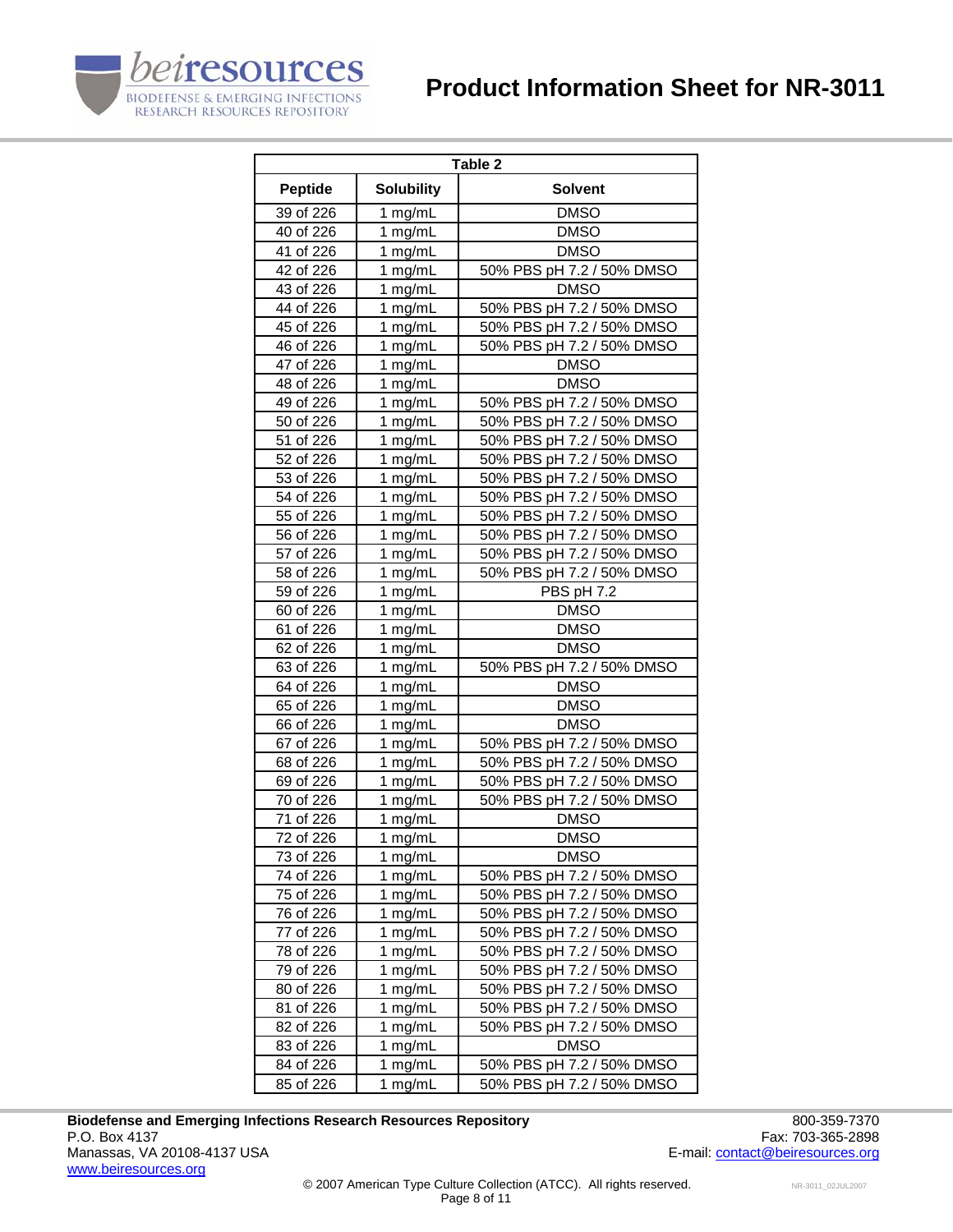| Table 2 | | |
|---|---|---|
| **Peptide** | **Solubility** | **Solvent** |
| 39 of 226 | 1 mg/mL | DMSO |
| 40 of 226 | 1 mg/mL | DMSO |
| 41 of 226 | 1 mg/mL | DMSO |
| 42 of 226 | 1 mg/mL | 50% PBS pH 7.2 / 50% DMSO |
| 43 of 226 | 1 mg/mL | DMSO |
| 44 of 226 | 1 mg/mL | 50% PBS pH 7.2 / 50% DMSO |
| 45 of 226 | 1 mg/mL | 50% PBS pH 7.2 / 50% DMSO |
| 46 of 226 | 1 mg/mL | 50% PBS pH 7.2 / 50% DMSO |
| 47 of 226 | 1 mg/mL | DMSO |
| 48 of 226 | 1 mg/mL | DMSO |
| 49 of 226 | 1 mg/mL | 50% PBS pH 7.2 / 50% DMSO |
| 50 of 226 | 1 mg/mL | 50% PBS pH 7.2 / 50% DMSO |
| 51 of 226 | 1 mg/mL | 50% PBS pH 7.2 / 50% DMSO |
| 52 of 226 | 1 mg/mL | 50% PBS pH 7.2 / 50% DMSO |
| 53 of 226 | 1 mg/mL | 50% PBS pH 7.2 / 50% DMSO |
| 54 of 226 | 1 mg/mL | 50% PBS pH 7.2 / 50% DMSO |
| 55 of 226 | 1 mg/mL | 50% PBS pH 7.2 / 50% DMSO |
| 56 of 226 | 1 mg/mL | 50% PBS pH 7.2 / 50% DMSO |
| 57 of 226 | 1 mg/mL | 50% PBS pH 7.2 / 50% DMSO |
| 58 of 226 | 1 mg/mL | 50% PBS pH 7.2 / 50% DMSO |
| 59 of 226 | 1 mg/mL | PBS pH 7.2 |
| 60 of 226 | 1 mg/mL | DMSO |
| 61 of 226 | 1 mg/mL | DMSO |
| 62 of 226 | 1 mg/mL | DMSO |
| 63 of 226 | 1 mg/mL | 50% PBS pH 7.2 / 50% DMSO |
| 64 of 226 | 1 mg/mL | DMSO |
| 65 of 226 | 1 mg/mL | DMSO |
| 66 of 226 | 1 mg/mL | DMSO |
| 67 of 226 | 1 mg/mL | 50% PBS pH 7.2 / 50% DMSO |
| 68 of 226 | 1 mg/mL | 50% PBS pH 7.2 / 50% DMSO |
| 69 of 226 | 1 mg/mL | 50% PBS pH 7.2 / 50% DMSO |
| 70 of 226 | 1 mg/mL | 50% PBS pH 7.2 / 50% DMSO |
| 71 of 226 | 1 mg/mL | DMSO |
| 72 of 226 | 1 mg/mL | DMSO |
| 73 of 226 | 1 mg/mL | DMSO |
| 74 of 226 | 1 mg/mL | 50% PBS pH 7.2 / 50% DMSO |
| 75 of 226 | 1 mg/mL | 50% PBS pH 7.2 / 50% DMSO |
| 76 of 226 | 1 mg/mL | 50% PBS pH 7.2 / 50% DMSO |
| 77 of 226 | 1 mg/mL | 50% PBS pH 7.2 / 50% DMSO |
| 78 of 226 | 1 mg/mL | 50% PBS pH 7.2 / 50% DMSO |
| 79 of 226 | 1 mg/mL | 50% PBS pH 7.2 / 50% DMSO |
| 80 of 226 | 1 mg/mL | 50% PBS pH 7.2 / 50% DMSO |
| 81 of 226 | 1 mg/mL | 50% PBS pH 7.2 / 50% DMSO |
| 82 of 226 | 1 mg/mL | 50% PBS pH 7.2 / 50% DMSO |
| 83 of 226 | 1 mg/mL | DMSO |
| 84 of 226 | 1 mg/mL | 50% PBS pH 7.2 / 50% DMSO |
| 85 of 226 | 1 mg/mL | 50% PBS pH 7.2 / 50% DMSO |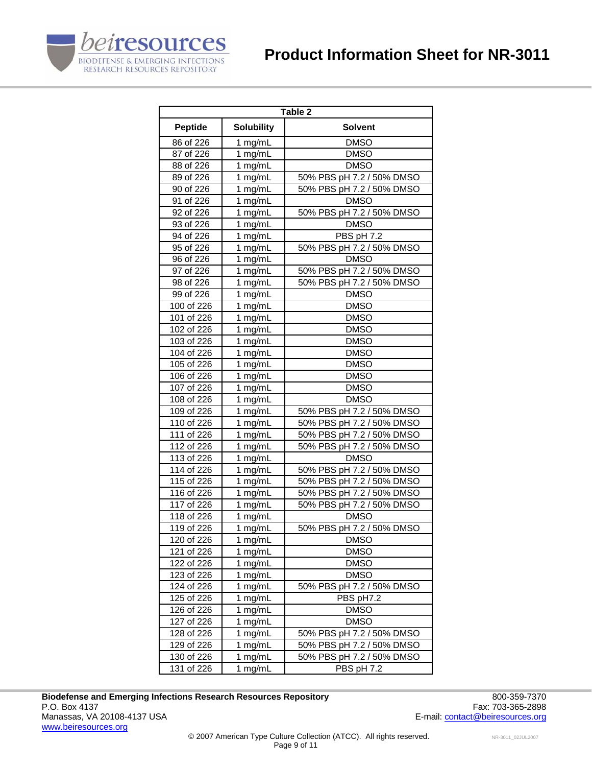| Table 2 | | |
|---|---|---|
| **Peptide** | **Solubility** | **Solvent** |
| 86 of 226 | 1 mg/mL | DMSO |
| 87 of 226 | 1 mg/mL | DMSO |
| 88 of 226 | 1 mg/mL | DMSO |
| 89 of 226 | 1 mg/mL | 50% PBS pH 7.2 / 50% DMSO |
| 90 of 226 | 1 mg/mL | 50% PBS pH 7.2 / 50% DMSO |
| 91 of 226 | 1 mg/mL | DMSO |
| 92 of 226 | 1 mg/mL | 50% PBS pH 7.2 / 50% DMSO |
| 93 of 226 | 1 mg/mL | DMSO |
| 94 of 226 | 1 mg/mL | PBS pH 7.2 |
| 95 of 226 | 1 mg/mL | 50% PBS pH 7.2 / 50% DMSO |
| 96 of 226 | 1 mg/mL | DMSO |
| 97 of 226 | 1 mg/mL | 50% PBS pH 7.2 / 50% DMSO |
| 98 of 226 | 1 mg/mL | 50% PBS pH 7.2 / 50% DMSO |
| 99 of 226 | 1 mg/mL | DMSO |
| 100 of 226 | 1 mg/mL | DMSO |
| 101 of 226 | 1 mg/mL | DMSO |
| 102 of 226 | 1 mg/mL | DMSO |
| 103 of 226 | 1 mg/mL | DMSO |
| 104 of 226 | 1 mg/mL | DMSO |
| 105 of 226 | 1 mg/mL | DMSO |
| 106 of 226 | 1 mg/mL | DMSO |
| 107 of 226 | 1 mg/mL | DMSO |
| 108 of 226 | 1 mg/mL | DMSO |
| 109 of 226 | 1 mg/mL | 50% PBS pH 7.2 / 50% DMSO |
| 110 of 226 | 1 mg/mL | 50% PBS pH 7.2 / 50% DMSO |
| 111 of 226 | 1 mg/mL | 50% PBS pH 7.2 / 50% DMSO |
| 112 of 226 | 1 mg/mL | 50% PBS pH 7.2 / 50% DMSO |
| 113 of 226 | 1 mg/mL | DMSO |
| 114 of 226 | 1 mg/mL | 50% PBS pH 7.2 / 50% DMSO |
| 115 of 226 | 1 mg/mL | 50% PBS pH 7.2 / 50% DMSO |
| 116 of 226 | 1 mg/mL | 50% PBS pH 7.2 / 50% DMSO |
| 117 of 226 | 1 mg/mL | 50% PBS pH 7.2 / 50% DMSO |
| 118 of 226 | 1 mg/mL | DMSO |
| 119 of 226 | 1 mg/mL | 50% PBS pH 7.2 / 50% DMSO |
| 120 of 226 | 1 mg/mL | DMSO |
| 121 of 226 | 1 mg/mL | DMSO |
| 122 of 226 | 1 mg/mL | DMSO |
| 123 of 226 | 1 mg/mL | DMSO |
| 124 of 226 | 1 mg/mL | 50% PBS pH 7.2 / 50% DMSO |
| 125 of 226 | 1 mg/mL | PBS pH7.2 |
| 126 of 226 | 1 mg/mL | DMSO |
| 127 of 226 | 1 mg/mL | DMSO |
| 128 of 226 | 1 mg/mL | 50% PBS pH 7.2 / 50% DMSO |
| 129 of 226 | 1 mg/mL | 50% PBS pH 7.2 / 50% DMSO |
| 130 of 226 | 1 mg/mL | 50% PBS pH 7.2 / 50% DMSO |
| 131 of 226 | 1 mg/mL | PBS pH 7.2 |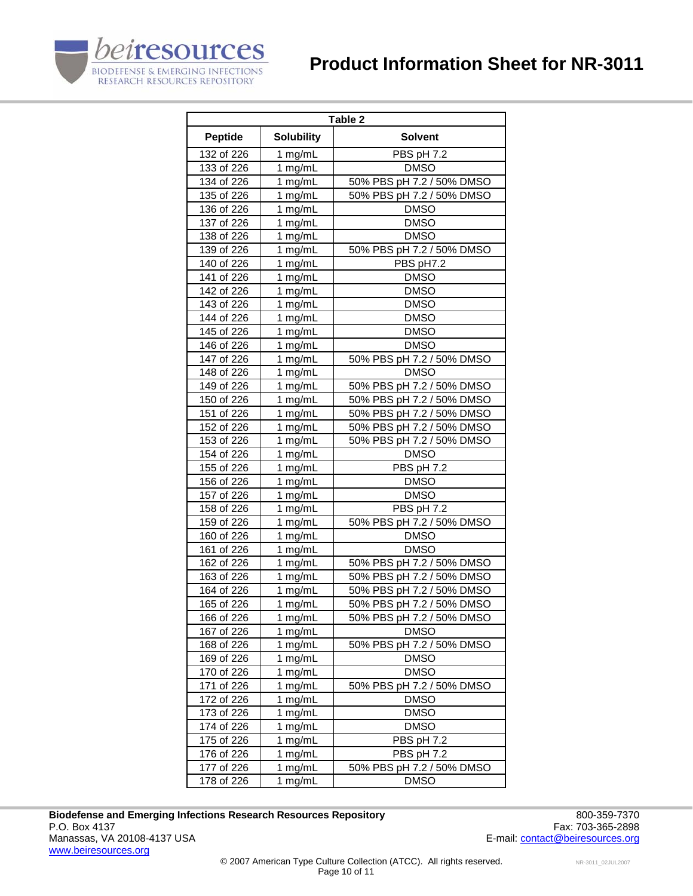| Table 2 | | |
|---|---|---|
| **Peptide** | **Solubility** | **Solvent** |
| 132 of 226 | 1 mg/mL | PBS pH 7.2 |
| 133 of 226 | 1 mg/mL | DMSO |
| 134 of 226 | 1 mg/mL | 50% PBS pH 7.2 / 50% DMSO |
| 135 of 226 | 1 mg/mL | 50% PBS pH 7.2 / 50% DMSO |
| 136 of 226 | 1 mg/mL | DMSO |
| 137 of 226 | 1 mg/mL | DMSO |
| 138 of 226 | 1 mg/mL | DMSO |
| 139 of 226 | 1 mg/mL | 50% PBS pH 7.2 / 50% DMSO |
| 140 of 226 | 1 mg/mL | PBS pH7.2 |
| 141 of 226 | 1 mg/mL | DMSO |
| 142 of 226 | 1 mg/mL | DMSO |
| 143 of 226 | 1 mg/mL | DMSO |
| 144 of 226 | 1 mg/mL | DMSO |
| 145 of 226 | 1 mg/mL | DMSO |
| 146 of 226 | 1 mg/mL | DMSO |
| 147 of 226 | 1 mg/mL | 50% PBS pH 7.2 / 50% DMSO |
| 148 of 226 | 1 mg/mL | DMSO |
| 149 of 226 | 1 mg/mL | 50% PBS pH 7.2 / 50% DMSO |
| 150 of 226 | 1 mg/mL | 50% PBS pH 7.2 / 50% DMSO |
| 151 of 226 | 1 mg/mL | 50% PBS pH 7.2 / 50% DMSO |
| 152 of 226 | 1 mg/mL | 50% PBS pH 7.2 / 50% DMSO |
| 153 of 226 | 1 mg/mL | 50% PBS pH 7.2 / 50% DMSO |
| 154 of 226 | 1 mg/mL | DMSO |
| 155 of 226 | 1 mg/mL | PBS pH 7.2 |
| 156 of 226 | 1 mg/mL | DMSO |
| 157 of 226 | 1 mg/mL | DMSO |
| 158 of 226 | 1 mg/mL | PBS pH 7.2 |
| 159 of 226 | 1 mg/mL | 50% PBS pH 7.2 / 50% DMSO |
| 160 of 226 | 1 mg/mL | DMSO |
| 161 of 226 | 1 mg/mL | DMSO |
| 162 of 226 | 1 mg/mL | 50% PBS pH 7.2 / 50% DMSO |
| 163 of 226 | 1 mg/mL | 50% PBS pH 7.2 / 50% DMSO |
| 164 of 226 | 1 mg/mL | 50% PBS pH 7.2 / 50% DMSO |
| 165 of 226 | 1 mg/mL | 50% PBS pH 7.2 / 50% DMSO |
| 166 of 226 | 1 mg/mL | 50% PBS pH 7.2 / 50% DMSO |
| 167 of 226 | 1 mg/mL | DMSO |
| 168 of 226 | 1 mg/mL | 50% PBS pH 7.2 / 50% DMSO |
| 169 of 226 | 1 mg/mL | DMSO |
| 170 of 226 | 1 mg/mL | DMSO |
| 171 of 226 | 1 mg/mL | 50% PBS pH 7.2 / 50% DMSO |
| 172 of 226 | 1 mg/mL | DMSO |
| 173 of 226 | 1 mg/mL | DMSO |
| 174 of 226 | 1 mg/mL | DMSO |
| 175 of 226 | 1 mg/mL | PBS pH 7.2 |
| 176 of 226 | 1 mg/mL | PBS pH 7.2 |
| 177 of 226 | 1 mg/mL | 50% PBS pH 7.2 / 50% DMSO |
| 178 of 226 | 1 mg/mL | DMSO |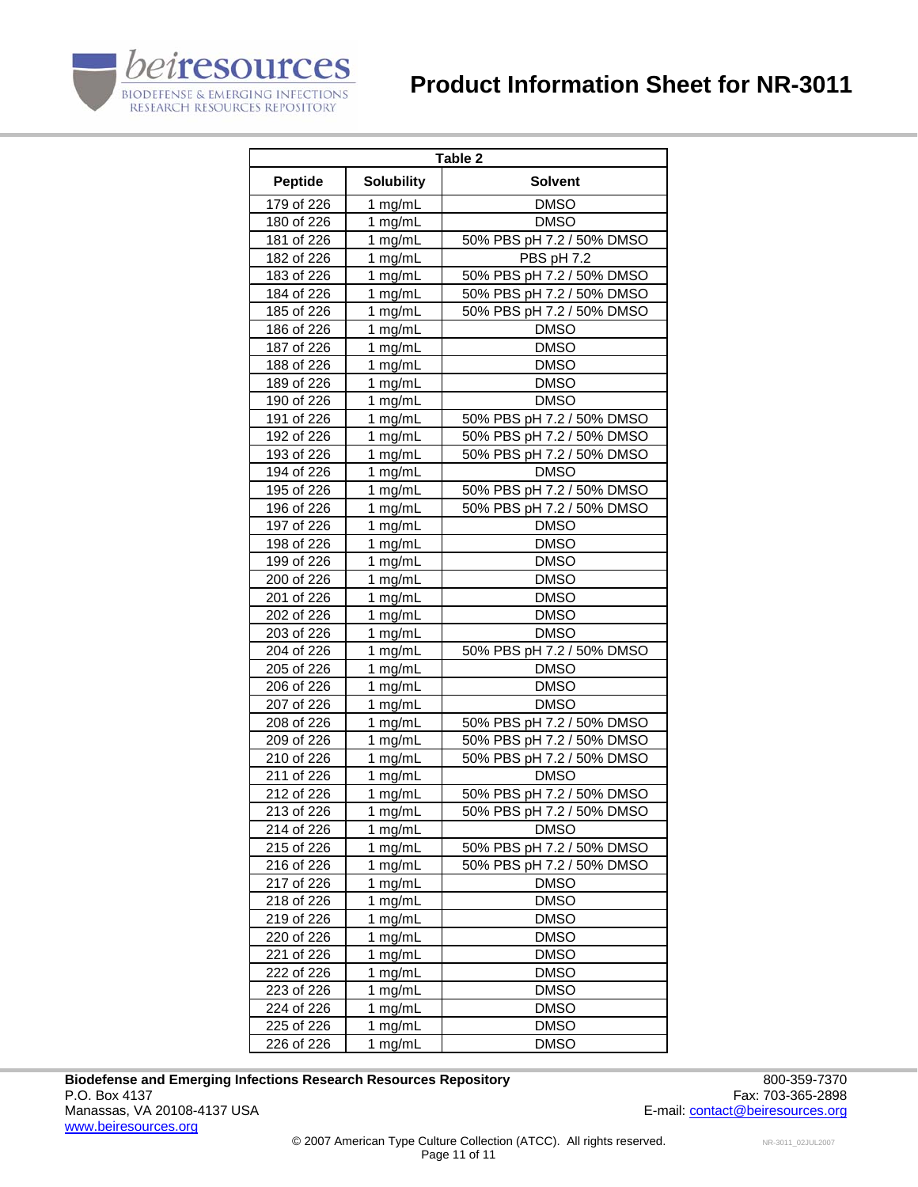| Table 2 | | |
|---|---|---|
| **Peptide** | **Solubility** | **Solvent** |
| 179 of 226 | 1 mg/mL | DMSO |
| 180 of 226 | 1 mg/mL | DMSO |
| 181 of 226 | 1 mg/mL | 50% PBS pH 7.2 / 50% DMSO |
| 182 of 226 | 1 mg/mL | PBS pH 7.2 |
| 183 of 226 | 1 mg/mL | 50% PBS pH 7.2 / 50% DMSO |
| 184 of 226 | 1 mg/mL | 50% PBS pH 7.2 / 50% DMSO |
| 185 of 226 | 1 mg/mL | 50% PBS pH 7.2 / 50% DMSO |
| 186 of 226 | 1 mg/mL | DMSO |
| 187 of 226 | 1 mg/mL | DMSO |
| 188 of 226 | 1 mg/mL | DMSO |
| 189 of 226 | 1 mg/mL | DMSO |
| 190 of 226 | 1 mg/mL | DMSO |
| 191 of 226 | 1 mg/mL | 50% PBS pH 7.2 / 50% DMSO |
| 192 of 226 | 1 mg/mL | 50% PBS pH 7.2 / 50% DMSO |
| 193 of 226 | 1 mg/mL | 50% PBS pH 7.2 / 50% DMSO |
| 194 of 226 | 1 mg/mL | DMSO |
| 195 of 226 | 1 mg/mL | 50% PBS pH 7.2 / 50% DMSO |
| 196 of 226 | 1 mg/mL | 50% PBS pH 7.2 / 50% DMSO |
| 197 of 226 | 1 mg/mL | DMSO |
| 198 of 226 | 1 mg/mL | DMSO |
| 199 of 226 | 1 mg/mL | DMSO |
| 200 of 226 | 1 mg/mL | DMSO |
| 201 of 226 | 1 mg/mL | DMSO |
| 202 of 226 | 1 mg/mL | DMSO |
| 203 of 226 | 1 mg/mL | DMSO |
| 204 of 226 | 1 mg/mL | 50% PBS pH 7.2 / 50% DMSO |
| 205 of 226 | 1 mg/mL | DMSO |
| 206 of 226 | 1 mg/mL | DMSO |
| 207 of 226 | 1 mg/mL | DMSO |
| 208 of 226 | 1 mg/mL | 50% PBS pH 7.2 / 50% DMSO |
| 209 of 226 | 1 mg/mL | 50% PBS pH 7.2 / 50% DMSO |
| 210 of 226 | 1 mg/mL | 50% PBS pH 7.2 / 50% DMSO |
| 211 of 226 | 1 mg/mL | DMSO |
| 212 of 226 | 1 mg/mL | 50% PBS pH 7.2 / 50% DMSO |
| 213 of 226 | 1 mg/mL | 50% PBS pH 7.2 / 50% DMSO |
| 214 of 226 | 1 mg/mL | DMSO |
| 215 of 226 | 1 mg/mL | 50% PBS pH 7.2 / 50% DMSO |
| 216 of 226 | 1 mg/mL | 50% PBS pH 7.2 / 50% DMSO |
| 217 of 226 | 1 mg/mL | DMSO |
| 218 of 226 | 1 mg/mL | DMSO |
| 219 of 226 | 1 mg/mL | DMSO |
| 220 of 226 | 1 mg/mL | DMSO |
| 221 of 226 | 1 mg/mL | DMSO |
| 222 of 226 | 1 mg/mL | DMSO |
| 223 of 226 | 1 mg/mL | DMSO |
| 224 of 226 | 1 mg/mL | DMSO |
| 225 of 226 | 1 mg/mL | DMSO |
| 226 of 226 | 1 mg/mL | DMSO |